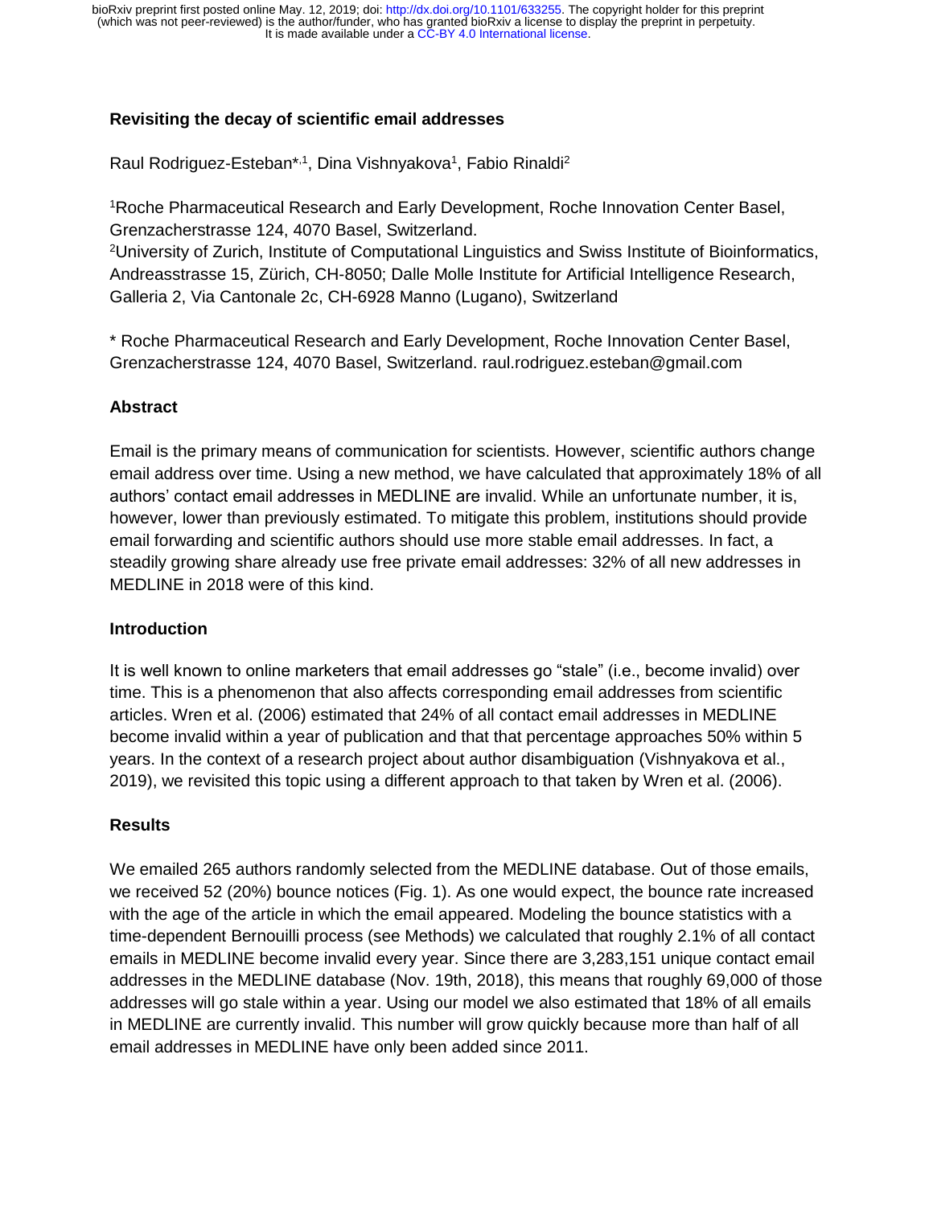# Revisiting the decay of scientific email addresses

Raul Rodriguez-Esteban*[,1], Dina Vishnyakova[1], Fabio Rinaldi[2]

[1]Roche Pharmaceutical Research and Early Development, Roche Innovation Center Basel, Grenzacherstrasse 124, 4070 Basel, Switzerland.

[2]University of Zurich, Institute of Computational Linguistics and Swiss Institute of Bioinformatics, Andreasstrasse 15, Zürich, CH-8050; Dalle Molle Institute for Artificial Intelligence Research, Galleria 2, Via Cantonale 2c, CH-6928 Manno (Lugano), Switzerland

\* Roche Pharmaceutical Research and Early Development, Roche Innovation Center Basel, Grenzacherstrasse 124, 4070 Basel, Switzerland. raul.rodriguez.esteban@gmail.com

## Abstract

Email is the primary means of communication for scientists. However, scientific authors change email address over time. Using a new method, we have calculated that approximately 18% of all authors' contact email addresses in MEDLINE are invalid. While an unfortunate number, it is, however, lower than previously estimated. To mitigate this problem, institutions should provide email forwarding and scientific authors should use more stable email addresses. In fact, a steadily growing share already use free private email addresses: 32% of all new addresses in MEDLINE in 2018 were of this kind.

## Introduction

It is well known to online marketers that email addresses go "stale" (i.e., become invalid) over time. This is a phenomenon that also affects corresponding email addresses from scientific articles. Wren et al. (2006) estimated that 24% of all contact email addresses in MEDLINE become invalid within a year of publication and that that percentage approaches 50% within 5 years. In the context of a research project about author disambiguation (Vishnyakova et al., 2019), we revisited this topic using a different approach to that taken by Wren et al. (2006).

## Results

We emailed 265 authors randomly selected from the MEDLINE database. Out of those emails, we received 52 (20%) bounce notices (Fig. 1). As one would expect, the bounce rate increased with the age of the article in which the email appeared. Modeling the bounce statistics with a time-dependent Bernouilli process (see Methods) we calculated that roughly 2.1% of all contact emails in MEDLINE become invalid every year. Since there are 3,283,151 unique contact email addresses in the MEDLINE database (Nov. 19th, 2018), this means that roughly 69,000 of those addresses will go stale within a year. Using our model we also estimated that 18% of all emails in MEDLINE are currently invalid. This number will grow quickly because more than half of all email addresses in MEDLINE have only been added since 2011.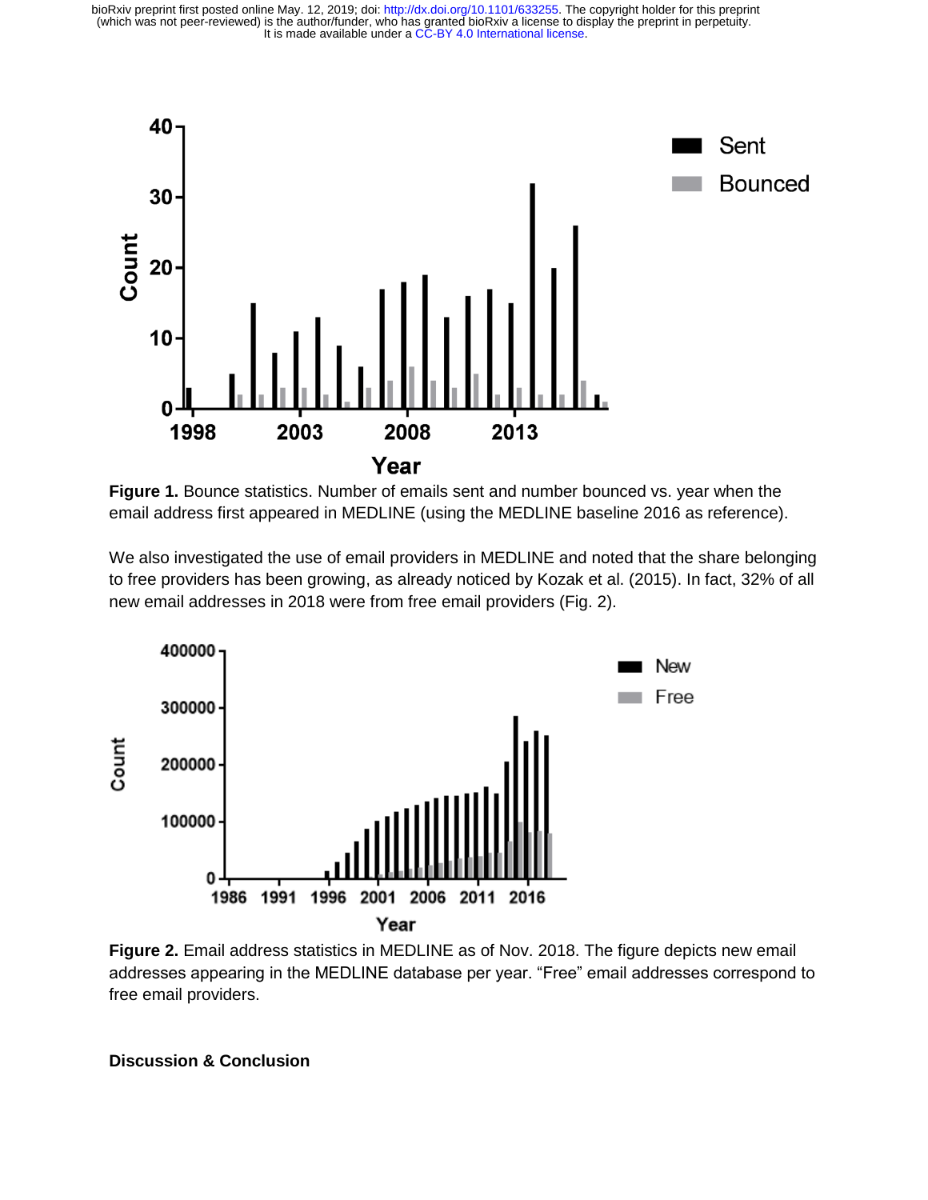**Figure 1.** Bounce statistics. Number of emails sent and number bounced vs. year when the email address first appeared in MEDLINE (using the MEDLINE baseline 2016 as reference).

We also investigated the use of email providers in MEDLINE and noted that the share belonging to free providers has been growing, as already noticed by Kozak et al. (2015). In fact, 32% of all new email addresses in 2018 were from free email providers (Fig. 2).

**Figure 2.** Email address statistics in MEDLINE as of Nov. 2018. The figure depicts new email addresses appearing in the MEDLINE database per year. “Free” email addresses correspond to free email providers.

## Discussion & Conclusion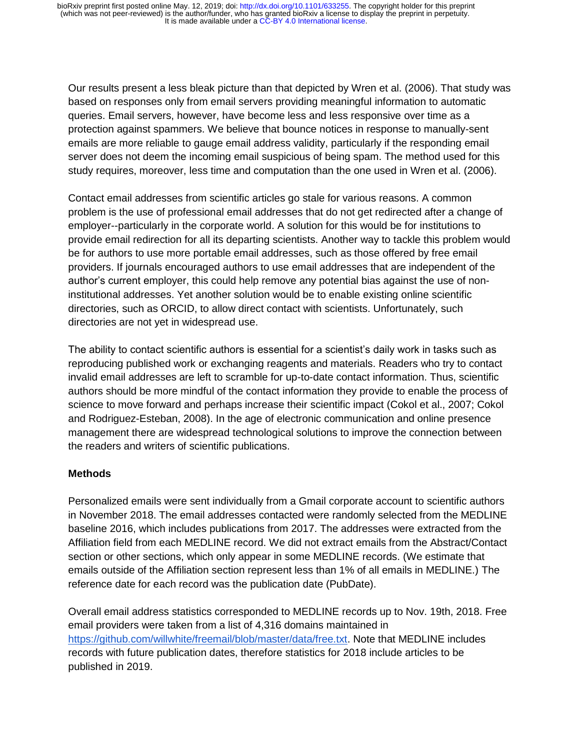Our results present a less bleak picture than that depicted by Wren et al. (2006). That study was based on responses only from email servers providing meaningful information to automatic queries. Email servers, however, have become less and less responsive over time as a protection against spammers. We believe that bounce notices in response to manually-sent emails are more reliable to gauge email address validity, particularly if the responding email server does not deem the incoming email suspicious of being spam. The method used for this study requires, moreover, less time and computation than the one used in Wren et al. (2006).

Contact email addresses from scientific articles go stale for various reasons. A common problem is the use of professional email addresses that do not get redirected after a change of employer--particularly in the corporate world. A solution for this would be for institutions to provide email redirection for all its departing scientists. Another way to tackle this problem would be for authors to use more portable email addresses, such as those offered by free email providers. If journals encouraged authors to use email addresses that are independent of the author's current employer, this could help remove any potential bias against the use of non-institutional addresses. Yet another solution would be to enable existing online scientific directories, such as ORCID, to allow direct contact with scientists. Unfortunately, such directories are not yet in widespread use.

The ability to contact scientific authors is essential for a scientist's daily work in tasks such as reproducing published work or exchanging reagents and materials. Readers who try to contact invalid email addresses are left to scramble for up-to-date contact information. Thus, scientific authors should be more mindful of the contact information they provide to enable the process of science to move forward and perhaps increase their scientific impact (Cokol et al., 2007; Cokol and Rodriguez-Esteban, 2008). In the age of electronic communication and online presence management there are widespread technological solutions to improve the connection between the readers and writers of scientific publications.

## Methods

Personalized emails were sent individually from a Gmail corporate account to scientific authors in November 2018. The email addresses contacted were randomly selected from the MEDLINE baseline 2016, which includes publications from 2017. The addresses were extracted from the Affiliation field from each MEDLINE record. We did not extract emails from the Abstract/Contact section or other sections, which only appear in some MEDLINE records. (We estimate that emails outside of the Affiliation section represent less than 1% of all emails in MEDLINE.) The reference date for each record was the publication date (PubDate).

Overall email address statistics corresponded to MEDLINE records up to Nov. 19th, 2018. Free email providers were taken from a list of 4,316 domains maintained in https://github.com/willwhite/freemail/blob/master/data/free.txt. Note that MEDLINE includes records with future publication dates, therefore statistics for 2018 include articles to be published in 2019.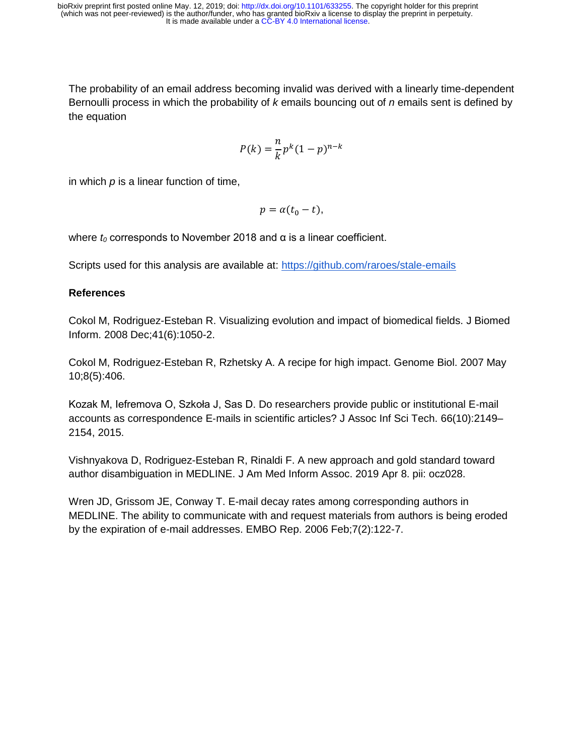The probability of an email address becoming invalid was derived with a linearly time-dependent Bernoulli process in which the probability of $k$ emails bouncing out of $n$ emails sent is defined by the equation

$$P(k) = \frac{n}{k} p^k (1-p)^{n-k}$$

in which $p$ is a linear function of time,

$$p = \alpha(t_0 - t),$$

where $t_0$ corresponds to November 2018 and α is a linear coefficient.

Scripts used for this analysis are available at: https://github.com/raroes/stale-emails

**References**

Cokol M, Rodriguez-Esteban R. Visualizing evolution and impact of biomedical fields. J Biomed Inform. 2008 Dec;41(6):1050-2.

Cokol M, Rodriguez-Esteban R, Rzhetsky A. A recipe for high impact. Genome Biol. 2007 May 10;8(5):406.

Kozak M, Iefremova O, Szkoła J, Sas D. Do researchers provide public or institutional E-mail accounts as correspondence E-mails in scientific articles? J Assoc Inf Sci Tech. 66(10):2149–2154, 2015.

Vishnyakova D, Rodriguez-Esteban R, Rinaldi F. A new approach and gold standard toward author disambiguation in MEDLINE. J Am Med Inform Assoc. 2019 Apr 8. pii: ocz028.

Wren JD, Grissom JE, Conway T. E-mail decay rates among corresponding authors in MEDLINE. The ability to communicate with and request materials from authors is being eroded by the expiration of e-mail addresses. EMBO Rep. 2006 Feb;7(2):122-7.